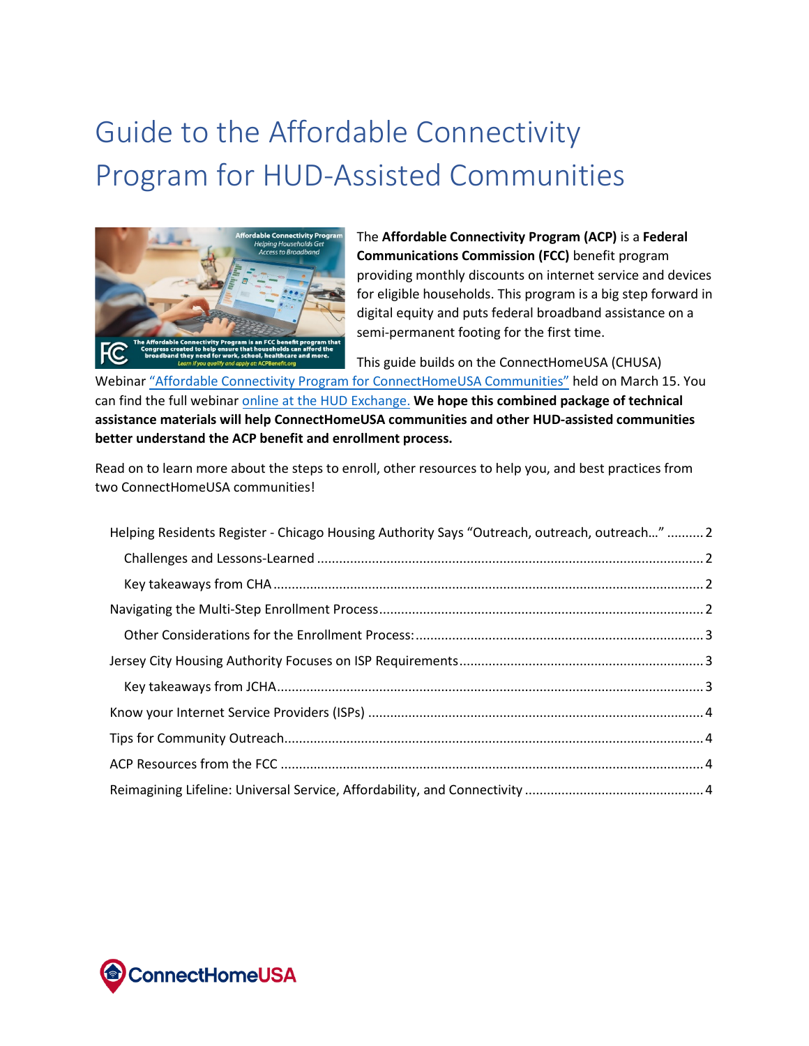# Guide to the Affordable Connectivity Program for HUD-Assisted Communities

The **Affordable Connectivity Program (ACP)** is a **Federal Communications Commission (FCC)** benefit program providing monthly discounts on internet service and devices for eligible households. This program is a big step forward in digital equity and puts federal broadband assistance on a semi-permanent footing for the first time.

This guide builds on the ConnectHomeUSA (CHUSA) Webinar "Affordable Connectivity Program for ConnectHomeUSA Communities" held on March 15. You can find the full webinar online at the HUD Exchange. **We hope this combined package of technical assistance materials will help ConnectHomeUSA communities and other HUD-assisted communities better understand the ACP benefit and enrollment process.**

Read on to learn more about the steps to enroll, other resources to help you, and best practices from two ConnectHomeUSA communities!

- Helping Residents Register - Chicago Housing Authority Says "Outreach, outreach, outreach…" .......... 2
  - Challenges and Lessons-Learned .......... 2
  - Key takeaways from CHA .......... 2
- Navigating the Multi-Step Enrollment Process .......... 2
  - Other Considerations for the Enrollment Process: .......... 3
- Jersey City Housing Authority Focuses on ISP Requirements .......... 3
  - Key takeaways from JCHA .......... 3
- Know your Internet Service Providers (ISPs) .......... 4
- Tips for Community Outreach .......... 4
- ACP Resources from the FCC .......... 4
- Reimagining Lifeline: Universal Service, Affordability, and Connectivity .......... 4

ConnectHomeUSA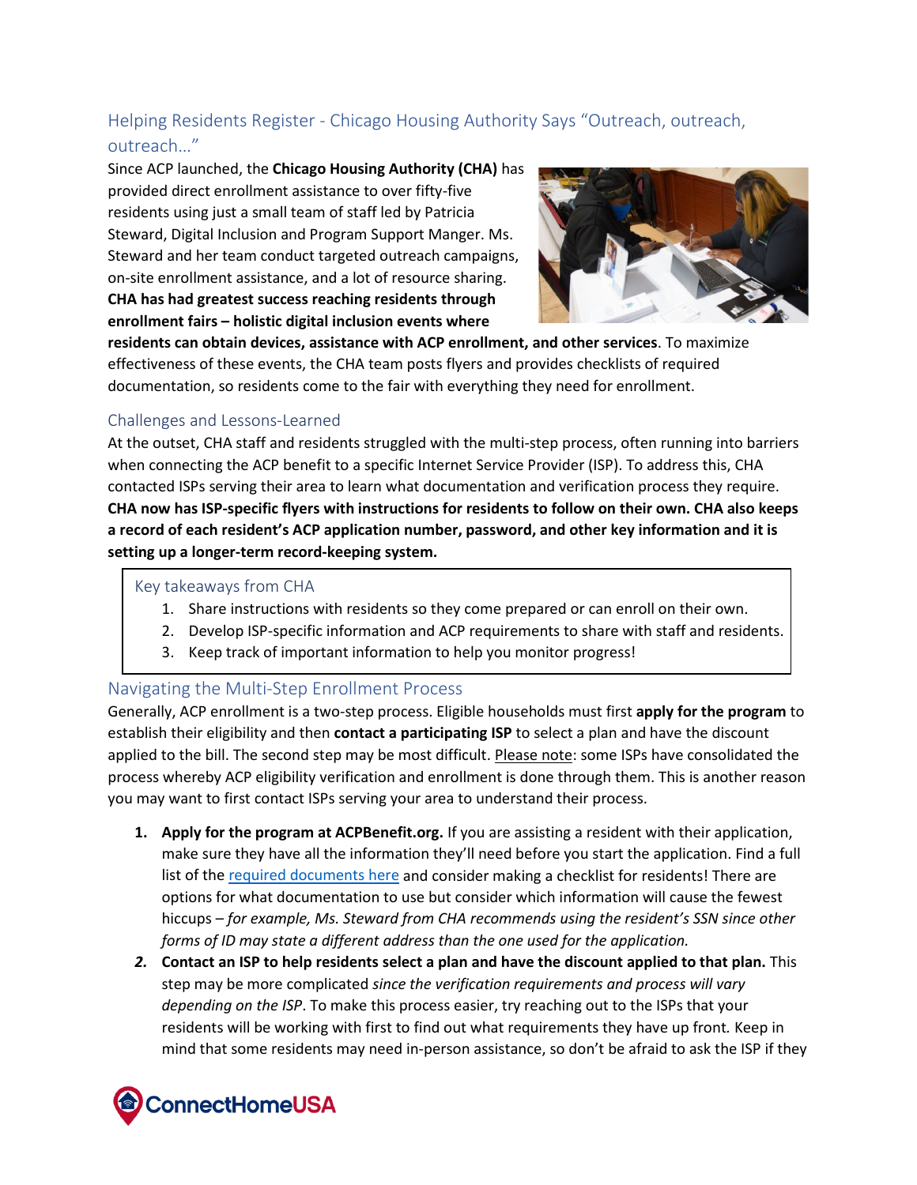## Helping Residents Register - Chicago Housing Authority Says "Outreach, outreach, outreach…"

Since ACP launched, the **Chicago Housing Authority (CHA)** has provided direct enrollment assistance to over fifty-five residents using just a small team of staff led by Patricia Steward, Digital Inclusion and Program Support Manger. Ms. Steward and her team conduct targeted outreach campaigns, on-site enrollment assistance, and a lot of resource sharing. **CHA has had greatest success reaching residents through enrollment fairs – holistic digital inclusion events where residents can obtain devices, assistance with ACP enrollment, and other services**. To maximize effectiveness of these events, the CHA team posts flyers and provides checklists of required documentation, so residents come to the fair with everything they need for enrollment.

### Challenges and Lessons-Learned

At the outset, CHA staff and residents struggled with the multi-step process, often running into barriers when connecting the ACP benefit to a specific Internet Service Provider (ISP). To address this, CHA contacted ISPs serving their area to learn what documentation and verification process they require. **CHA now has ISP-specific flyers with instructions for residents to follow on their own. CHA also keeps a record of each resident's ACP application number, password, and other key information and it is setting up a longer-term record-keeping system.**

### Key takeaways from CHA

1. Share instructions with residents so they come prepared or can enroll on their own.
2. Develop ISP-specific information and ACP requirements to share with staff and residents.
3. Keep track of important information to help you monitor progress!

### Navigating the Multi-Step Enrollment Process

Generally, ACP enrollment is a two-step process. Eligible households must first **apply for the program** to establish their eligibility and then **contact a participating ISP** to select a plan and have the discount applied to the bill. The second step may be most difficult. Please note: some ISPs have consolidated the process whereby ACP eligibility verification and enrollment is done through them. This is another reason you may want to first contact ISPs serving your area to understand their process.

1. **Apply for the program at ACPBenefit.org.** If you are assisting a resident with their application, make sure they have all the information they'll need before you start the application. Find a full list of the required documents here and consider making a checklist for residents! There are options for what documentation to use but consider which information will cause the fewest hiccups – *for example, Ms. Steward from CHA recommends using the resident's SSN since other forms of ID may state a different address than the one used for the application.*
2. **Contact an ISP to help residents select a plan and have the discount applied to that plan.** This step may be more complicated *since the verification requirements and process will vary depending on the ISP*. To make this process easier, try reaching out to the ISPs that your residents will be working with first to find out what requirements they have up front. Keep in mind that some residents may need in-person assistance, so don't be afraid to ask the ISP if they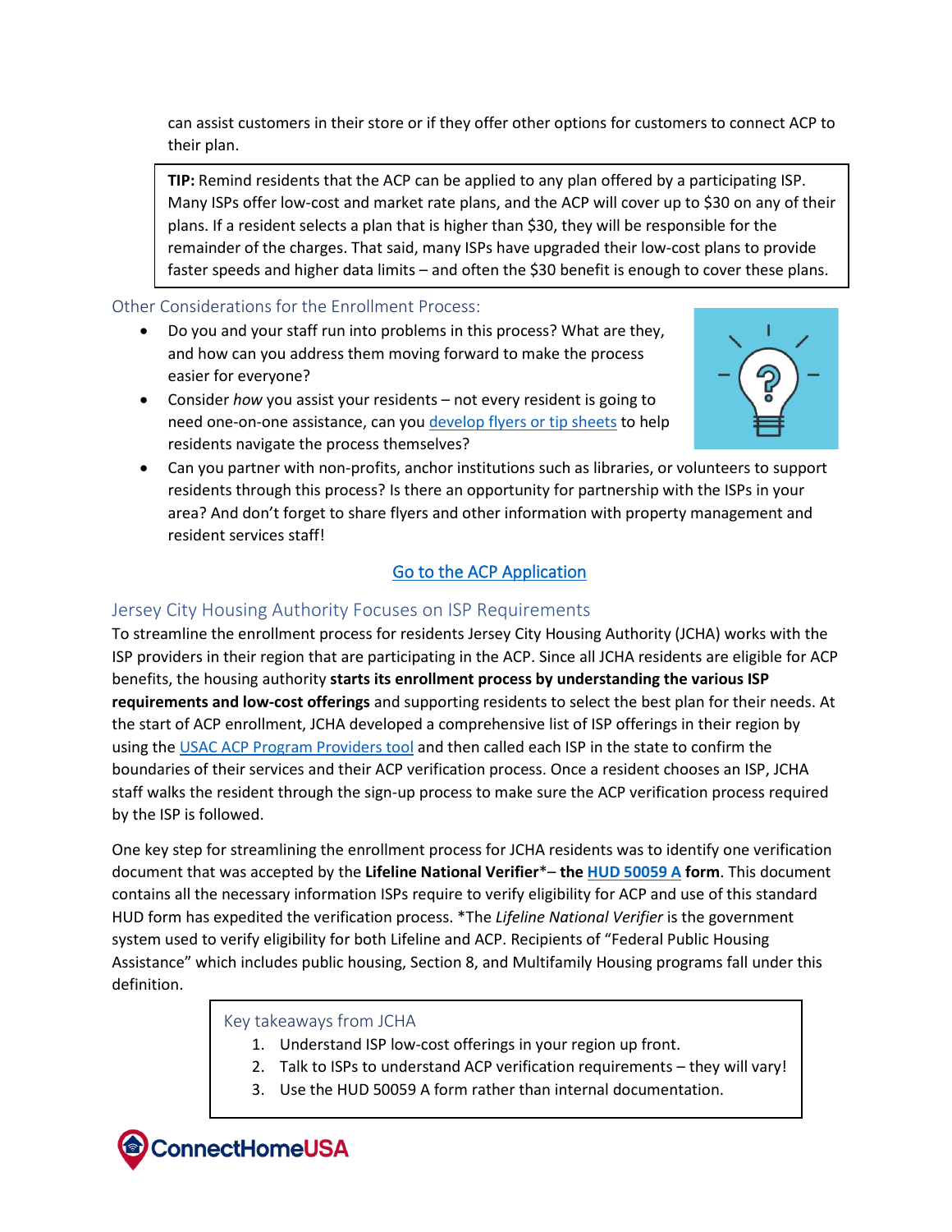can assist customers in their store or if they offer other options for customers to connect ACP to their plan.

> **TIP:** Remind residents that the ACP can be applied to any plan offered by a participating ISP. Many ISPs offer low-cost and market rate plans, and the ACP will cover up to $30 on any of their plans. If a resident selects a plan that is higher than $30, they will be responsible for the remainder of the charges. That said, many ISPs have upgraded their low-cost plans to provide faster speeds and higher data limits – and often the $30 benefit is enough to cover these plans.

### Other Considerations for the Enrollment Process:

- Do you and your staff run into problems in this process? What are they, and how can you address them moving forward to make the process easier for everyone?
- Consider *how* you assist your residents – not every resident is going to need one-on-one assistance, can you develop flyers or tip sheets to help residents navigate the process themselves?
- Can you partner with non-profits, anchor institutions such as libraries, or volunteers to support residents through this process? Is there an opportunity for partnership with the ISPs in your area? And don't forget to share flyers and other information with property management and resident services staff!

Go to the ACP Application

### Jersey City Housing Authority Focuses on ISP Requirements

To streamline the enrollment process for residents Jersey City Housing Authority (JCHA) works with the ISP providers in their region that are participating in the ACP. Since all JCHA residents are eligible for ACP benefits, the housing authority **starts its enrollment process by understanding the various ISP requirements and low-cost offerings** and supporting residents to select the best plan for their needs. At the start of ACP enrollment, JCHA developed a comprehensive list of ISP offerings in their region by using the USAC ACP Program Providers tool and then called each ISP in the state to confirm the boundaries of their services and their ACP verification process. Once a resident chooses an ISP, JCHA staff walks the resident through the sign-up process to make sure the ACP verification process required by the ISP is followed.

One key step for streamlining the enrollment process for JCHA residents was to identify one verification document that was accepted by the **Lifeline National Verifier**\*– **the HUD 50059 A form**. This document contains all the necessary information ISPs require to verify eligibility for ACP and use of this standard HUD form has expedited the verification process. \*The *Lifeline National Verifier* is the government system used to verify eligibility for both Lifeline and ACP. Recipients of "Federal Public Housing Assistance" which includes public housing, Section 8, and Multifamily Housing programs fall under this definition.

> **Key takeaways from JCHA**
>
> 1. Understand ISP low-cost offerings in your region up front.
> 2. Talk to ISPs to understand ACP verification requirements – they will vary!
> 3. Use the HUD 50059 A form rather than internal documentation.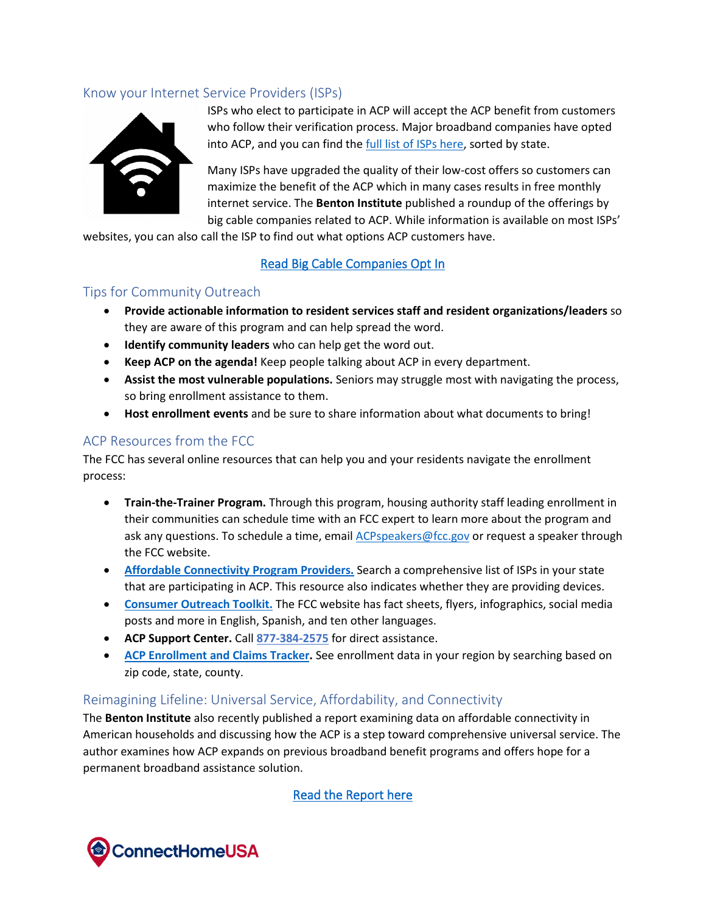## Know your Internet Service Providers (ISPs)

ISPs who elect to participate in ACP will accept the ACP benefit from customers who follow their verification process. Major broadband companies have opted into ACP, and you can find the full list of ISPs here, sorted by state.

Many ISPs have upgraded the quality of their low-cost offers so customers can maximize the benefit of the ACP which in many cases results in free monthly internet service. The **Benton Institute** published a roundup of the offerings by big cable companies related to ACP. While information is available on most ISPs' websites, you can also call the ISP to find out what options ACP customers have.

Read Big Cable Companies Opt In

## Tips for Community Outreach

- **Provide actionable information to resident services staff and resident organizations/leaders** so they are aware of this program and can help spread the word.
- **Identify community leaders** who can help get the word out.
- **Keep ACP on the agenda!** Keep people talking about ACP in every department.
- **Assist the most vulnerable populations.** Seniors may struggle most with navigating the process, so bring enrollment assistance to them.
- **Host enrollment events** and be sure to share information about what documents to bring!

## ACP Resources from the FCC

The FCC has several online resources that can help you and your residents navigate the enrollment process:

- **Train-the-Trainer Program.** Through this program, housing authority staff leading enrollment in their communities can schedule time with an FCC expert to learn more about the program and ask any questions. To schedule a time, email ACPspeakers@fcc.gov or request a speaker through the FCC website.
- **Affordable Connectivity Program Providers.** Search a comprehensive list of ISPs in your state that are participating in ACP. This resource also indicates whether they are providing devices.
- **Consumer Outreach Toolkit.** The FCC website has fact sheets, flyers, infographics, social media posts and more in English, Spanish, and ten other languages.
- **ACP Support Center.** Call **877-384-2575** for direct assistance.
- **ACP Enrollment and Claims Tracker.** See enrollment data in your region by searching based on zip code, state, county.

## Reimagining Lifeline: Universal Service, Affordability, and Connectivity

The **Benton Institute** also recently published a report examining data on affordable connectivity in American households and discussing how the ACP is a step toward comprehensive universal service. The author examines how ACP expands on previous broadband benefit programs and offers hope for a permanent broadband assistance solution.

Read the Report here

ConnectHomeUSA